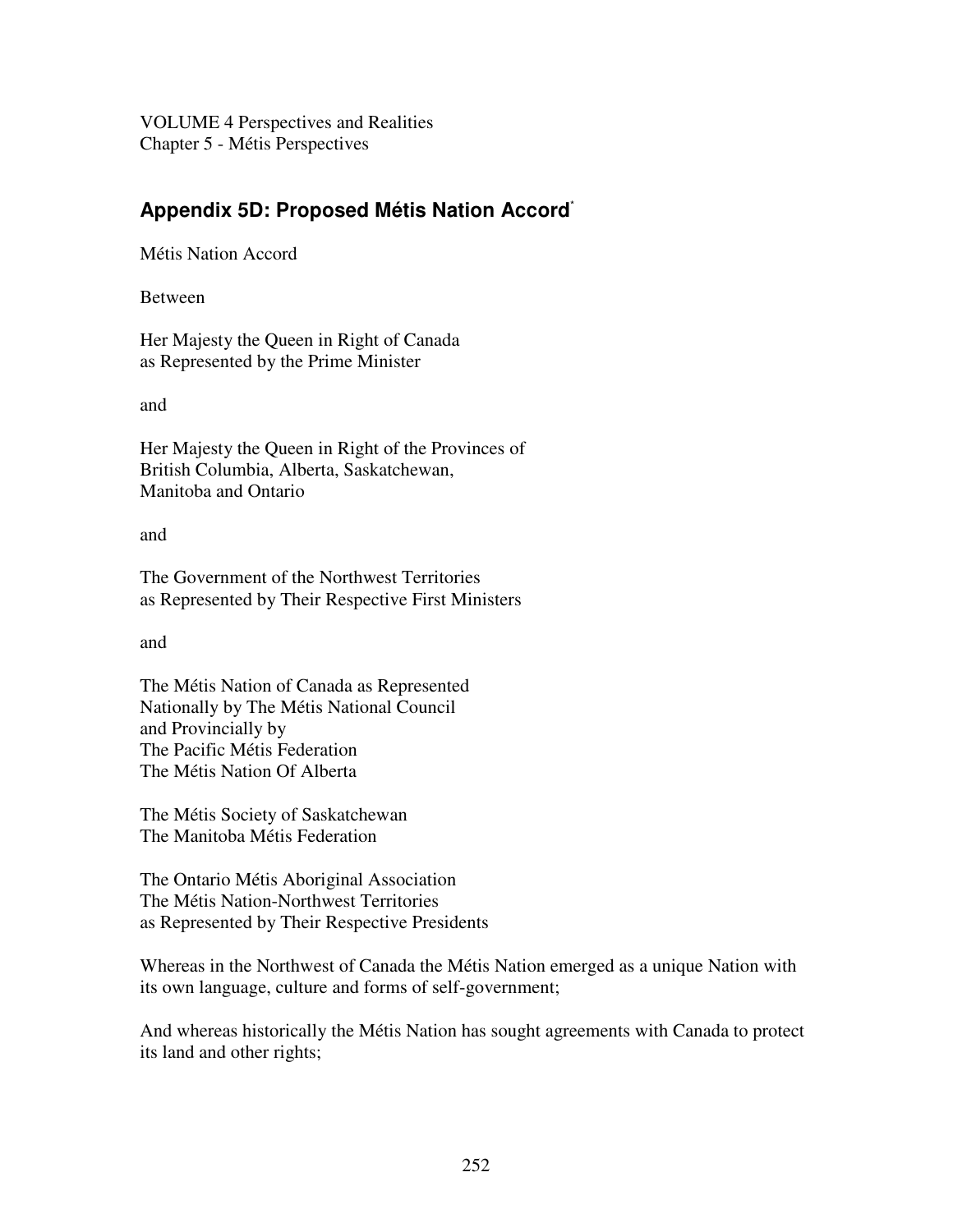VOLUME 4 Perspectives and Realities
Chapter 5 - Métis Perspectives

## Appendix 5D: Proposed Métis Nation Accord[*]

Métis Nation Accord

Between

Her Majesty the Queen in Right of Canada
as Represented by the Prime Minister

and

Her Majesty the Queen in Right of the Provinces of
British Columbia, Alberta, Saskatchewan,
Manitoba and Ontario

and

The Government of the Northwest Territories
as Represented by Their Respective First Ministers

and

The Métis Nation of Canada as Represented
Nationally by The Métis National Council
and Provincially by
The Pacific Métis Federation
The Métis Nation Of Alberta

The Métis Society of Saskatchewan
The Manitoba Métis Federation

The Ontario Métis Aboriginal Association
The Métis Nation-Northwest Territories
as Represented by Their Respective Presidents

Whereas in the Northwest of Canada the Métis Nation emerged as a unique Nation with its own language, culture and forms of self-government;

And whereas historically the Métis Nation has sought agreements with Canada to protect its land and other rights;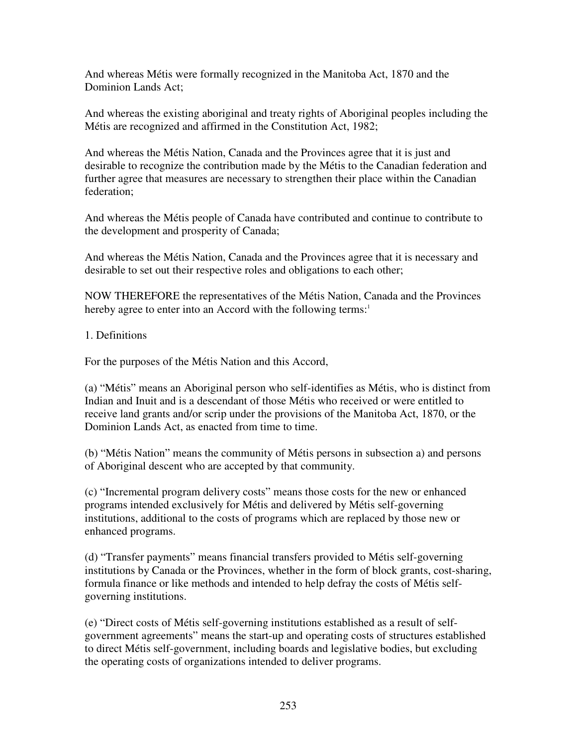And whereas Métis were formally recognized in the Manitoba Act, 1870 and the Dominion Lands Act;

And whereas the existing aboriginal and treaty rights of Aboriginal peoples including the Métis are recognized and affirmed in the Constitution Act, 1982;

And whereas the Métis Nation, Canada and the Provinces agree that it is just and desirable to recognize the contribution made by the Métis to the Canadian federation and further agree that measures are necessary to strengthen their place within the Canadian federation;

And whereas the Métis people of Canada have contributed and continue to contribute to the development and prosperity of Canada;

And whereas the Métis Nation, Canada and the Provinces agree that it is necessary and desirable to set out their respective roles and obligations to each other;

NOW THEREFORE the representatives of the Métis Nation, Canada and the Provinces hereby agree to enter into an Accord with the following terms:[1]

1. Definitions

For the purposes of the Métis Nation and this Accord,

(a) "Métis" means an Aboriginal person who self-identifies as Métis, who is distinct from Indian and Inuit and is a descendant of those Métis who received or were entitled to receive land grants and/or scrip under the provisions of the Manitoba Act, 1870, or the Dominion Lands Act, as enacted from time to time.

(b) "Métis Nation" means the community of Métis persons in subsection a) and persons of Aboriginal descent who are accepted by that community.

(c) "Incremental program delivery costs" means those costs for the new or enhanced programs intended exclusively for Métis and delivered by Métis self-governing institutions, additional to the costs of programs which are replaced by those new or enhanced programs.

(d) "Transfer payments" means financial transfers provided to Métis self-governing institutions by Canada or the Provinces, whether in the form of block grants, cost-sharing, formula finance or like methods and intended to help defray the costs of Métis self-governing institutions.

(e) "Direct costs of Métis self-governing institutions established as a result of self-government agreements" means the start-up and operating costs of structures established to direct Métis self-government, including boards and legislative bodies, but excluding the operating costs of organizations intended to deliver programs.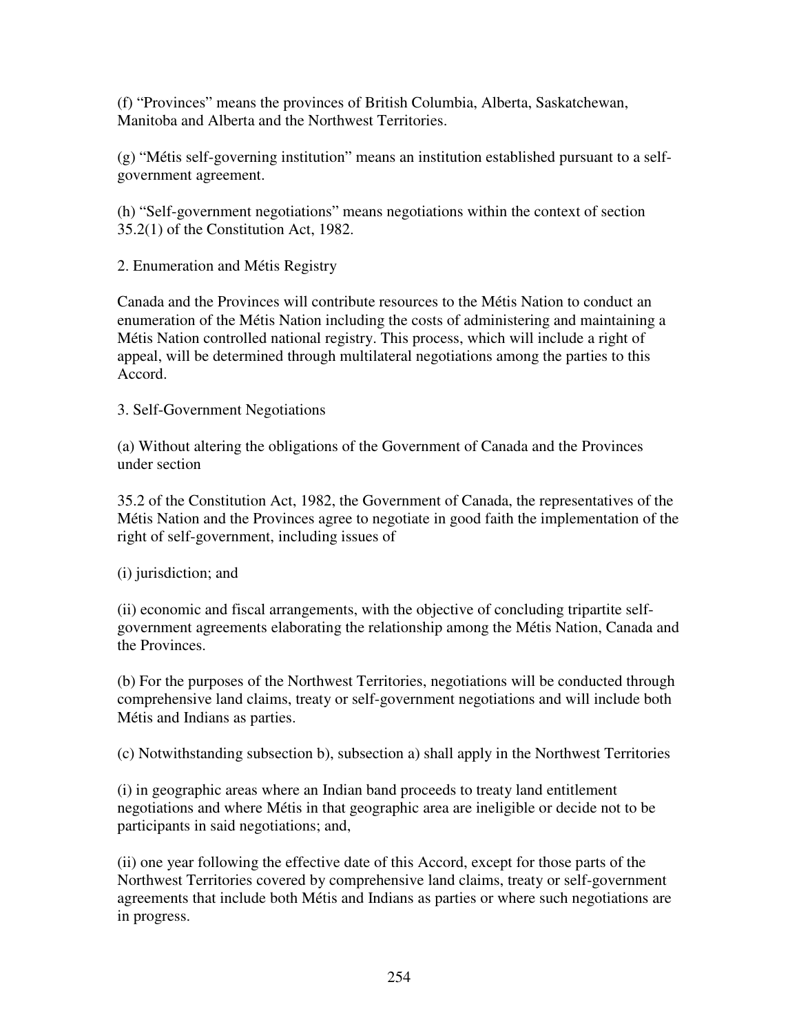(f) “Provinces” means the provinces of British Columbia, Alberta, Saskatchewan, Manitoba and Alberta and the Northwest Territories.

(g) “Métis self-governing institution” means an institution established pursuant to a self-government agreement.

(h) “Self-government negotiations” means negotiations within the context of section 35.2(1) of the Constitution Act, 1982.

2. Enumeration and Métis Registry

Canada and the Provinces will contribute resources to the Métis Nation to conduct an enumeration of the Métis Nation including the costs of administering and maintaining a Métis Nation controlled national registry. This process, which will include a right of appeal, will be determined through multilateral negotiations among the parties to this Accord.

3. Self-Government Negotiations

(a) Without altering the obligations of the Government of Canada and the Provinces under section

35.2 of the Constitution Act, 1982, the Government of Canada, the representatives of the Métis Nation and the Provinces agree to negotiate in good faith the implementation of the right of self-government, including issues of

(i) jurisdiction; and

(ii) economic and fiscal arrangements, with the objective of concluding tripartite self-government agreements elaborating the relationship among the Métis Nation, Canada and the Provinces.

(b) For the purposes of the Northwest Territories, negotiations will be conducted through comprehensive land claims, treaty or self-government negotiations and will include both Métis and Indians as parties.

(c) Notwithstanding subsection b), subsection a) shall apply in the Northwest Territories

(i) in geographic areas where an Indian band proceeds to treaty land entitlement negotiations and where Métis in that geographic area are ineligible or decide not to be participants in said negotiations; and,

(ii) one year following the effective date of this Accord, except for those parts of the Northwest Territories covered by comprehensive land claims, treaty or self-government agreements that include both Métis and Indians as parties or where such negotiations are in progress.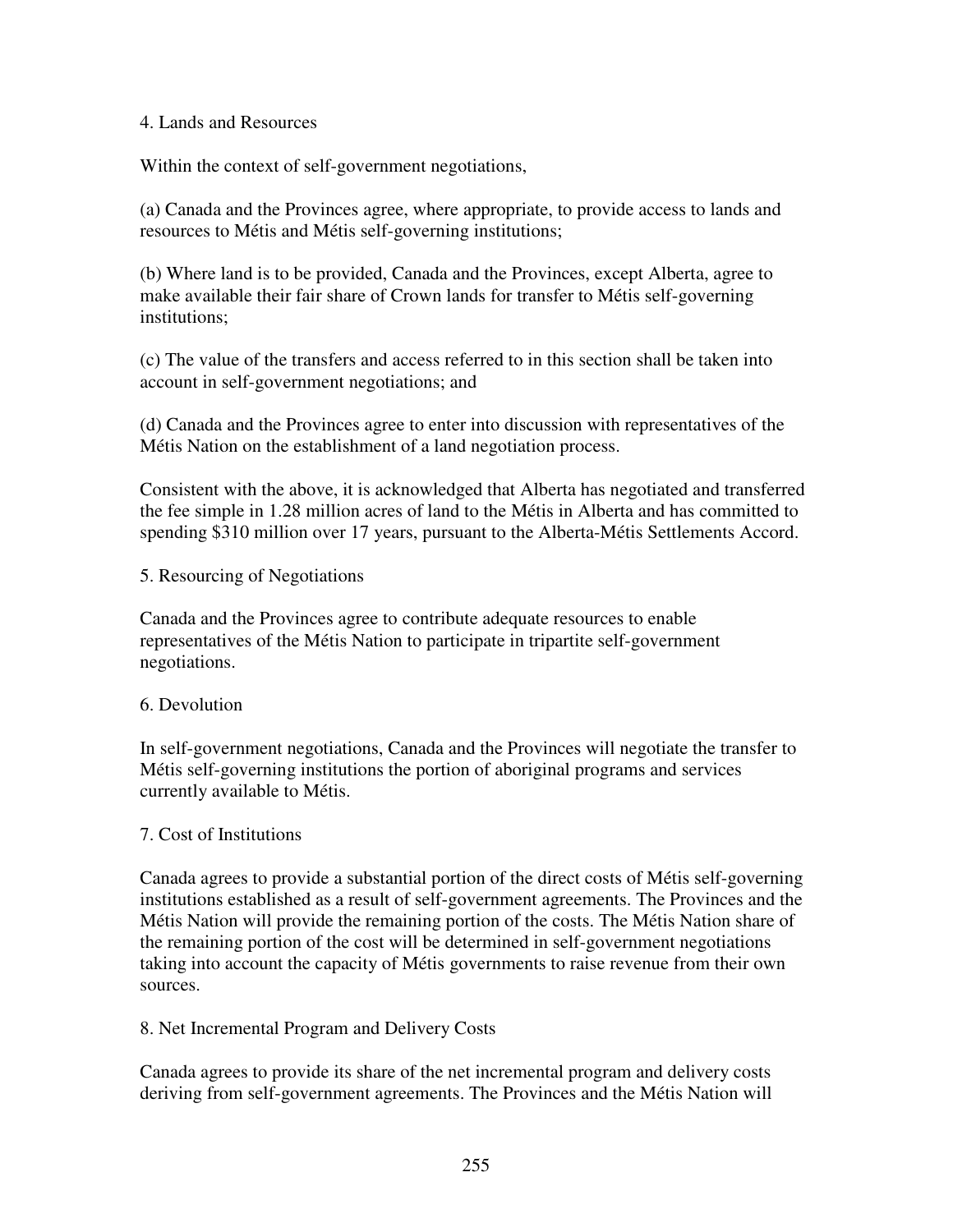4. Lands and Resources

Within the context of self-government negotiations,

(a) Canada and the Provinces agree, where appropriate, to provide access to lands and resources to Métis and Métis self-governing institutions;

(b) Where land is to be provided, Canada and the Provinces, except Alberta, agree to make available their fair share of Crown lands for transfer to Métis self-governing institutions;

(c) The value of the transfers and access referred to in this section shall be taken into account in self-government negotiations; and

(d) Canada and the Provinces agree to enter into discussion with representatives of the Métis Nation on the establishment of a land negotiation process.

Consistent with the above, it is acknowledged that Alberta has negotiated and transferred the fee simple in 1.28 million acres of land to the Métis in Alberta and has committed to spending $310 million over 17 years, pursuant to the Alberta-Métis Settlements Accord.

5. Resourcing of Negotiations

Canada and the Provinces agree to contribute adequate resources to enable representatives of the Métis Nation to participate in tripartite self-government negotiations.

6. Devolution

In self-government negotiations, Canada and the Provinces will negotiate the transfer to Métis self-governing institutions the portion of aboriginal programs and services currently available to Métis.

7. Cost of Institutions

Canada agrees to provide a substantial portion of the direct costs of Métis self-governing institutions established as a result of self-government agreements. The Provinces and the Métis Nation will provide the remaining portion of the costs. The Métis Nation share of the remaining portion of the cost will be determined in self-government negotiations taking into account the capacity of Métis governments to raise revenue from their own sources.

8. Net Incremental Program and Delivery Costs

Canada agrees to provide its share of the net incremental program and delivery costs deriving from self-government agreements. The Provinces and the Métis Nation will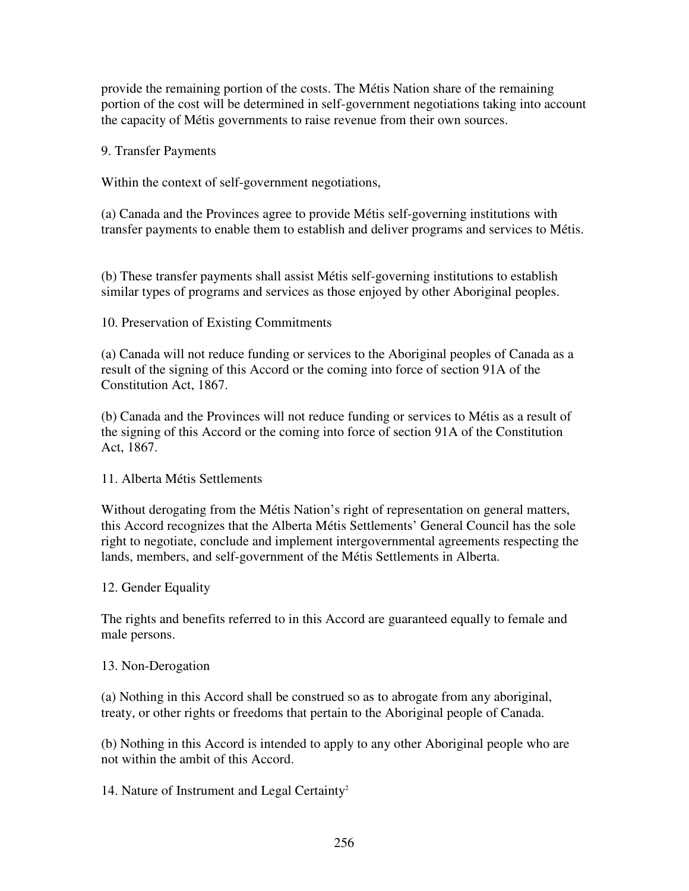provide the remaining portion of the costs. The Métis Nation share of the remaining portion of the cost will be determined in self-government negotiations taking into account the capacity of Métis governments to raise revenue from their own sources.

9. Transfer Payments

Within the context of self-government negotiations,

(a) Canada and the Provinces agree to provide Métis self-governing institutions with transfer payments to enable them to establish and deliver programs and services to Métis.

(b) These transfer payments shall assist Métis self-governing institutions to establish similar types of programs and services as those enjoyed by other Aboriginal peoples.

10. Preservation of Existing Commitments

(a) Canada will not reduce funding or services to the Aboriginal peoples of Canada as a result of the signing of this Accord or the coming into force of section 91A of the Constitution Act, 1867.

(b) Canada and the Provinces will not reduce funding or services to Métis as a result of the signing of this Accord or the coming into force of section 91A of the Constitution Act, 1867.

11. Alberta Métis Settlements

Without derogating from the Métis Nation's right of representation on general matters, this Accord recognizes that the Alberta Métis Settlements' General Council has the sole right to negotiate, conclude and implement intergovernmental agreements respecting the lands, members, and self-government of the Métis Settlements in Alberta.

12. Gender Equality

The rights and benefits referred to in this Accord are guaranteed equally to female and male persons.

13. Non-Derogation

(a) Nothing in this Accord shall be construed so as to abrogate from any aboriginal, treaty, or other rights or freedoms that pertain to the Aboriginal people of Canada.

(b) Nothing in this Accord is intended to apply to any other Aboriginal people who are not within the ambit of this Accord.

14. Nature of Instrument and Legal Certainty[2]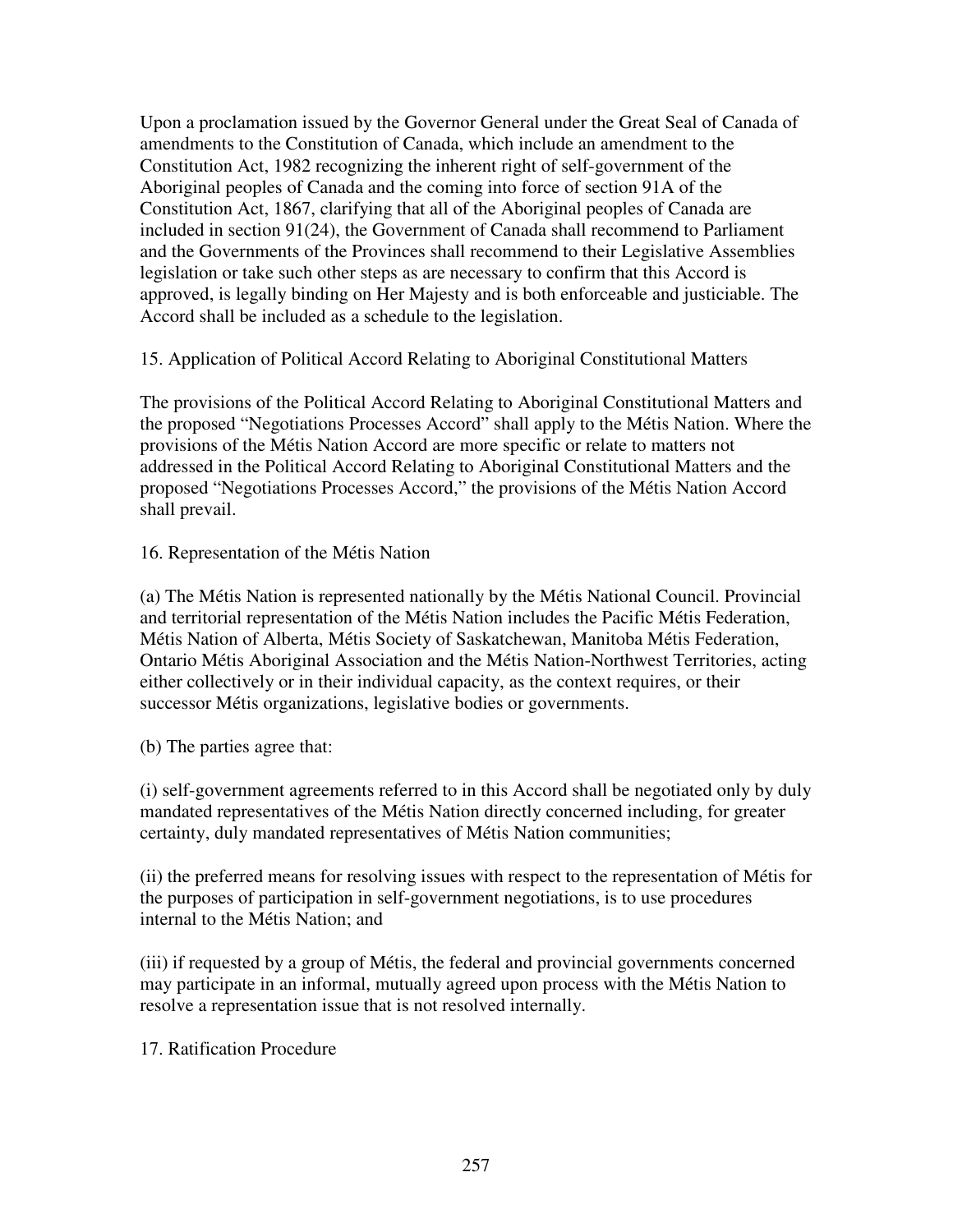Upon a proclamation issued by the Governor General under the Great Seal of Canada of amendments to the Constitution of Canada, which include an amendment to the Constitution Act, 1982 recognizing the inherent right of self-government of the Aboriginal peoples of Canada and the coming into force of section 91A of the Constitution Act, 1867, clarifying that all of the Aboriginal peoples of Canada are included in section 91(24), the Government of Canada shall recommend to Parliament and the Governments of the Provinces shall recommend to their Legislative Assemblies legislation or take such other steps as are necessary to confirm that this Accord is approved, is legally binding on Her Majesty and is both enforceable and justiciable. The Accord shall be included as a schedule to the legislation.

15. Application of Political Accord Relating to Aboriginal Constitutional Matters

The provisions of the Political Accord Relating to Aboriginal Constitutional Matters and the proposed "Negotiations Processes Accord" shall apply to the Métis Nation. Where the provisions of the Métis Nation Accord are more specific or relate to matters not addressed in the Political Accord Relating to Aboriginal Constitutional Matters and the proposed "Negotiations Processes Accord," the provisions of the Métis Nation Accord shall prevail.

16. Representation of the Métis Nation

(a) The Métis Nation is represented nationally by the Métis National Council. Provincial and territorial representation of the Métis Nation includes the Pacific Métis Federation, Métis Nation of Alberta, Métis Society of Saskatchewan, Manitoba Métis Federation, Ontario Métis Aboriginal Association and the Métis Nation-Northwest Territories, acting either collectively or in their individual capacity, as the context requires, or their successor Métis organizations, legislative bodies or governments.

(b) The parties agree that:

(i) self-government agreements referred to in this Accord shall be negotiated only by duly mandated representatives of the Métis Nation directly concerned including, for greater certainty, duly mandated representatives of Métis Nation communities;

(ii) the preferred means for resolving issues with respect to the representation of Métis for the purposes of participation in self-government negotiations, is to use procedures internal to the Métis Nation; and

(iii) if requested by a group of Métis, the federal and provincial governments concerned may participate in an informal, mutually agreed upon process with the Métis Nation to resolve a representation issue that is not resolved internally.

17. Ratification Procedure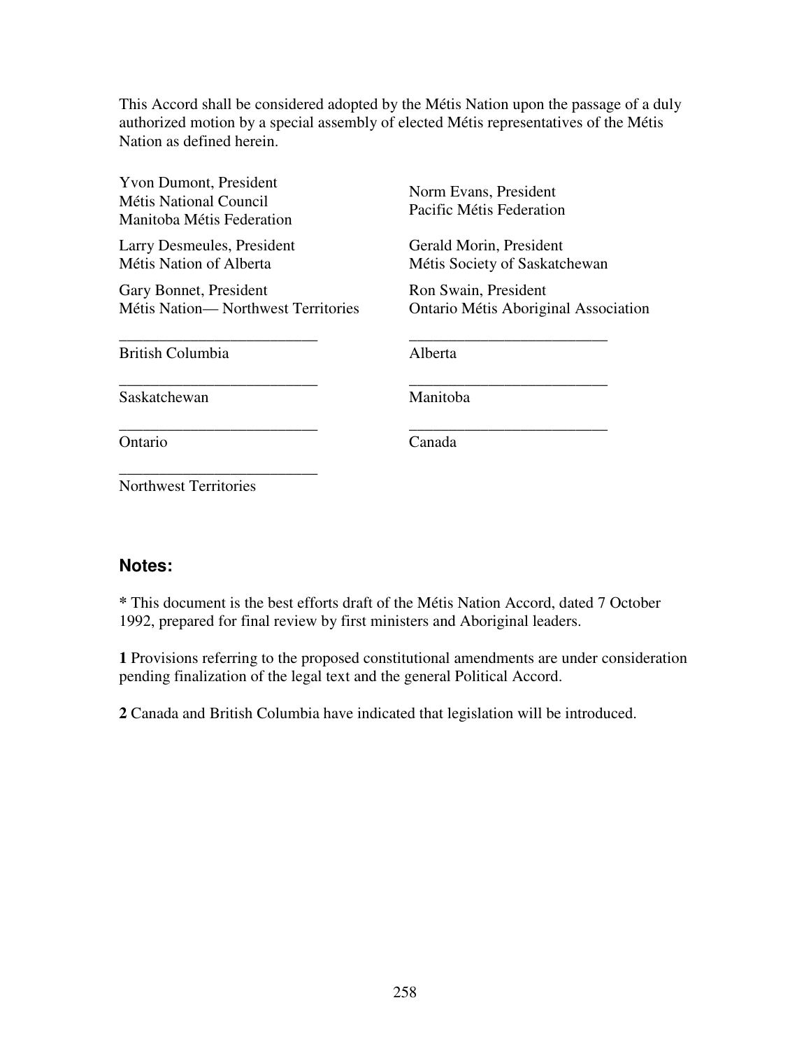This Accord shall be considered adopted by the Métis Nation upon the passage of a duly authorized motion by a special assembly of elected Métis representatives of the Métis Nation as defined herein.

Yvon Dumont, President
Métis National Council
Manitoba Métis Federation

Norm Evans, President
Pacific Métis Federation

Larry Desmeules, President
Métis Nation of Alberta

Gerald Morin, President
Métis Society of Saskatchewan

Gary Bonnet, President
Métis Nation— Northwest Territories

Ron Swain, President
Ontario Métis Aboriginal Association

_________________________
British Columbia

_________________________
Alberta

_________________________
Saskatchewan

_________________________
Manitoba

_________________________
Ontario

_________________________
Canada

_________________________
Northwest Territories

## Notes:

**\*** This document is the best efforts draft of the Métis Nation Accord, dated 7 October 1992, prepared for final review by first ministers and Aboriginal leaders.

**1** Provisions referring to the proposed constitutional amendments are under consideration pending finalization of the legal text and the general Political Accord.

**2** Canada and British Columbia have indicated that legislation will be introduced.